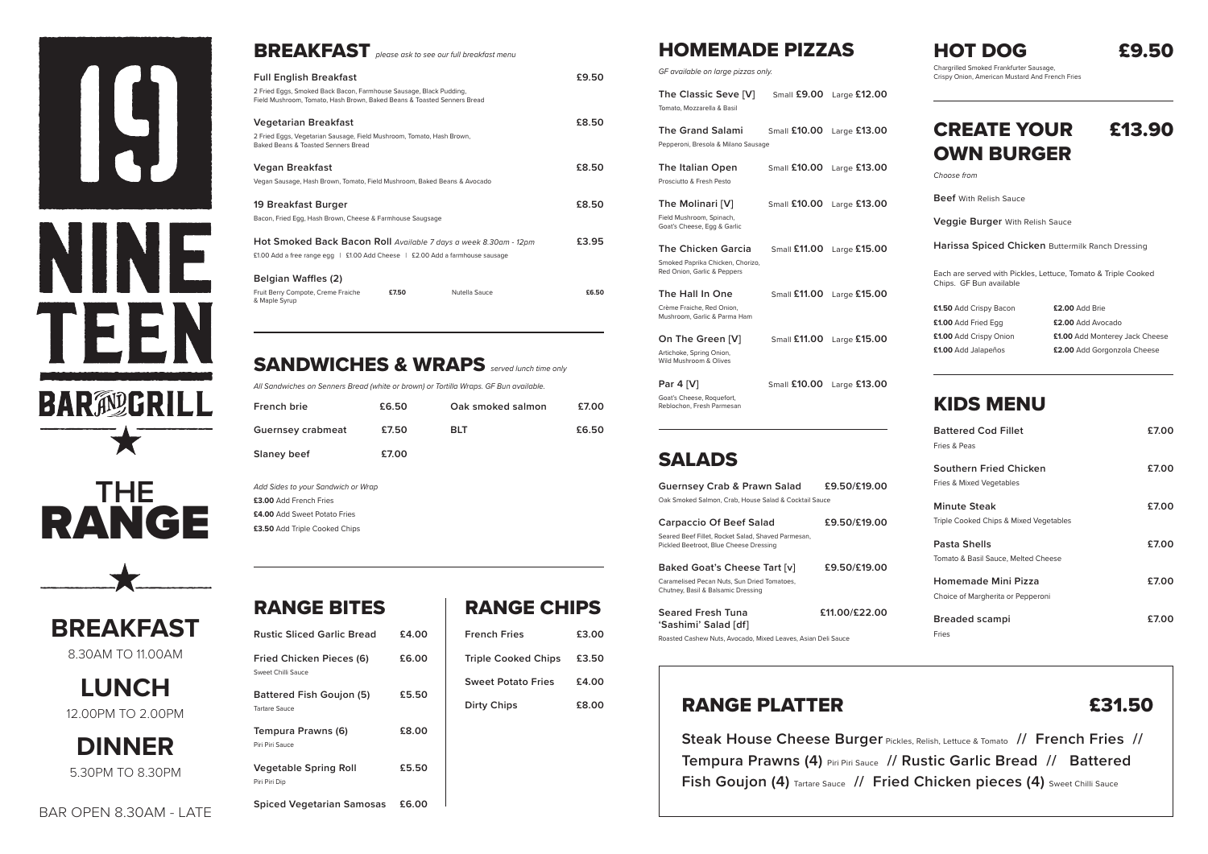# 19 NINETEEN BAR AND GRILL

## THE RANGE

**BREAKFAST**
8.30AM TO 11.00AM

**LUNCH**
12.00PM TO 2.00PM

**DINNER**
5.30PM TO 8.30PM

BAR OPEN 8.30AM - LATE

## BREAKFAST *please ask to see our full breakfast menu*

**Full English Breakfast** £9.50
2 Fried Eggs, Smoked Back Bacon, Farmhouse Sausage, Black Pudding, Field Mushroom, Tomato, Hash Brown, Baked Beans & Toasted Senners Bread

**Vegetarian Breakfast** £8.50
2 Fried Eggs, Vegetarian Sausage, Field Mushroom, Tomato, Hash Brown, Baked Beans & Toasted Senners Bread

**Vegan Breakfast** £8.50
Vegan Sausage, Hash Brown, Tomato, Field Mushroom, Baked Beans & Avocado

**19 Breakfast Burger** £8.50
Bacon, Fried Egg, Hash Brown, Cheese & Farmhouse Saugsage

**Hot Smoked Back Bacon Roll** *Available 7 days a week 8.30am - 12pm* £3.95
£1.00 Add a free range egg | £1.00 Add Cheese | £2.00 Add a farmhouse sausage

**Belgian Waffles (2)**
Fruit Berry Compote, Creme Fraiche & Maple Syrup £7.50
Nutella Sauce £6.50

## SANDWICHES & WRAPS *served lunch time only*

*All Sandwiches on Senners Bread (white or brown) or Tortilla Wraps. GF Bun available.*

| Item | Price | Item | Price |
|---|---|---|---|
| French brie | £6.50 | Oak smoked salmon | £7.00 |
| Guernsey crabmeat | £7.50 | BLT | £6.50 |
| Slaney beef | £7.00 | | |

*Add Sides to your Sandwich or Wrap*
**£3.00** Add French Fries
**£4.00** Add Sweet Potato Fries
**£3.50** Add Triple Cooked Chips

## RANGE BITES

| Item | Price |
|---|---|
| Rustic Sliced Garlic Bread | £4.00 |
| Fried Chicken Pieces (6) – Sweet Chilli Sauce | £6.00 |
| Battered Fish Goujon (5) – Tartare Sauce | £5.50 |
| Tempura Prawns (6) – Piri Piri Sauce | £8.00 |
| Vegetable Spring Roll – Piri Piri Dip | £5.50 |
| Spiced Vegetarian Samosas | £6.00 |

## RANGE CHIPS

| Item | Price |
|---|---|
| French Fries | £3.00 |
| Triple Cooked Chips | £3.50 |
| Sweet Potato Fries | £4.00 |
| Dirty Chips | £8.00 |

## HOMEMADE PIZZAS

*GF available on large pizzas only.*

| Pizza | Small | Large |
|---|---|---|
| **The Classic Seve [V]** – Tomato, Mozzarella & Basil | £9.00 | £12.00 |
| **The Grand Salami** – Pepperoni, Bresola & Milano Sausage | £10.00 | £13.00 |
| **The Italian Open** – Prosciutto & Fresh Pesto | £10.00 | £13.00 |
| **The Molinari [V]** – Field Mushroom, Spinach, Goat's Cheese, Egg & Garlic | £10.00 | £13.00 |
| **The Chicken Garcia** – Smoked Paprika Chicken, Chorizo, Red Onion, Garlic & Peppers | £11.00 | £15.00 |
| **The Hall In One** – Crème Fraiche, Red Onion, Mushroom, Garlic & Parma Ham | £11.00 | £15.00 |
| **On The Green [V]** – Artichoke, Spring Onion, Wild Mushroom & Olives | £11.00 | £15.00 |
| **Par 4 [V]** – Goat's Cheese, Roquefort, Reblochon, Fresh Parmesan | £10.00 | £13.00 |

## SALADS

**Guernsey Crab & Prawn Salad** £9.50/£19.00
Oak Smoked Salmon, Crab, House Salad & Cocktail Sauce

**Carpaccio Of Beef Salad** £9.50/£19.00
Seared Beef Fillet, Rocket Salad, Shaved Parmesan, Pickled Beetroot, Blue Cheese Dressing

**Baked Goat's Cheese Tart [v]** £9.50/£19.00
Caramelised Pecan Nuts, Sun Dried Tomatoes, Chutney, Basil & Balsamic Dressing

**Seared Fresh Tuna 'Sashimi' Salad [df]** £11.00/£22.00
Roasted Cashew Nuts, Avocado, Mixed Leaves, Asian Deli Sauce

## HOT DOG £9.50

Chargrilled Smoked Frankfurter Sausage, Crispy Onion, American Mustard And French Fries

## CREATE YOUR OWN BURGER £13.90

*Choose from*

**Beef** With Relish Sauce

**Veggie Burger** With Relish Sauce

**Harissa Spiced Chicken** Buttermilk Ranch Dressing

Each are served with Pickles, Lettuce, Tomato & Triple Cooked Chips. GF Bun available

**£1.50** Add Crispy Bacon
**£1.00** Add Fried Egg
**£1.00** Add Crispy Onion
**£1.00** Add Jalapeños
**£2.00** Add Brie
**£2.00** Add Avocado
**£1.00** Add Monterey Jack Cheese
**£2.00** Add Gorgonzola Cheese

## KIDS MENU

| Item | Price |
|---|---|
| **Battered Cod Fillet** – Fries & Peas | £7.00 |
| **Southern Fried Chicken** – Fries & Mixed Vegetables | £7.00 |
| **Minute Steak** – Triple Cooked Chips & Mixed Vegetables | £7.00 |
| **Pasta Shells** – Tomato & Basil Sauce, Melted Cheese | £7.00 |
| **Homemade Mini Pizza** – Choice of Margherita or Pepperoni | £7.00 |
| **Breaded scampi** – Fries | £7.00 |

## RANGE PLATTER £31.50

**Steak House Cheese Burger** Pickles, Relish, Lettuce & Tomato // **French Fries** // **Tempura Prawns (4)** Piri Piri Sauce // **Rustic Garlic Bread** // **Battered Fish Goujon (4)** Tartare Sauce // **Fried Chicken pieces (4)** Sweet Chilli Sauce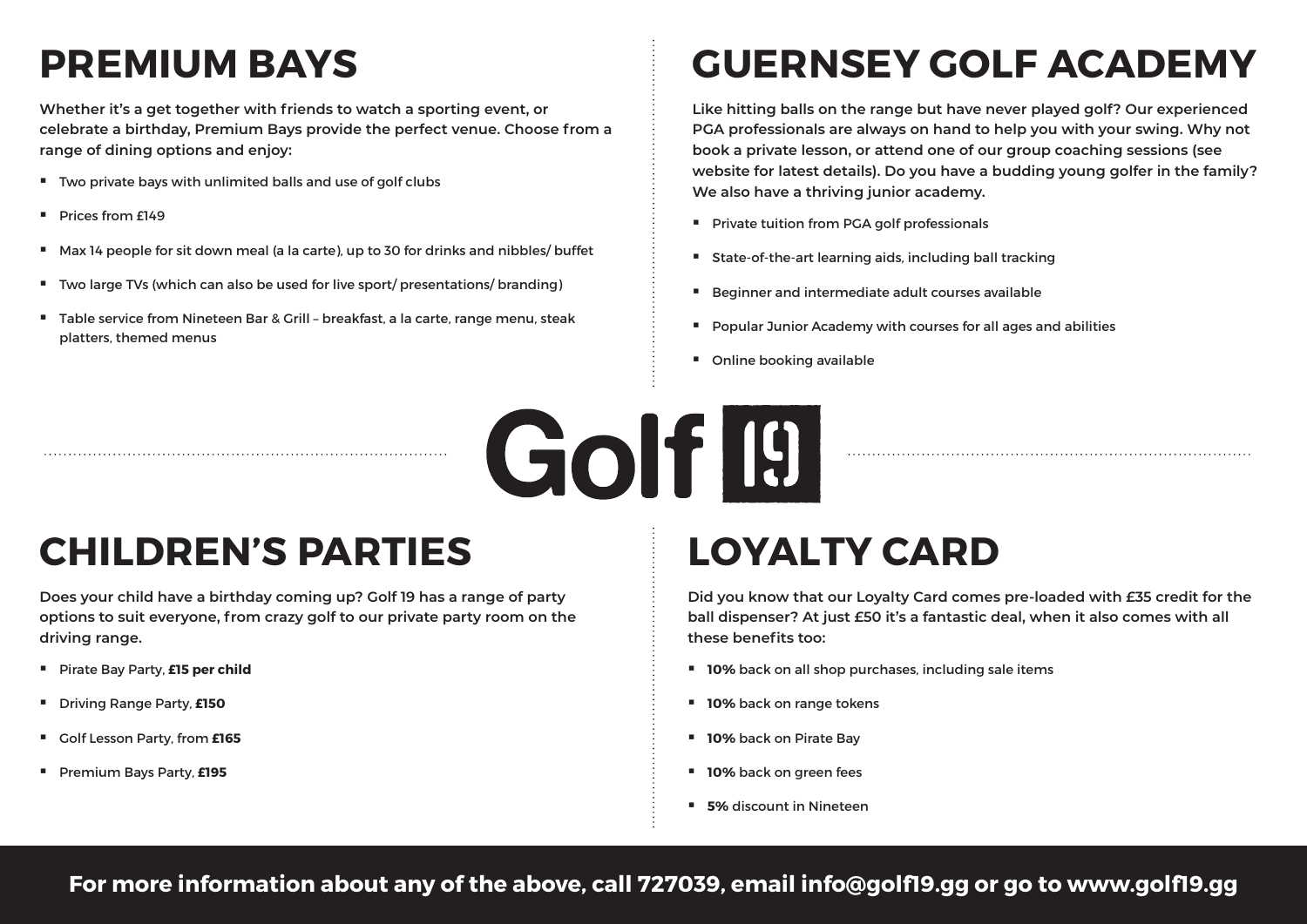## PREMIUM BAYS

Whether it's a get together with friends to watch a sporting event, or celebrate a birthday, Premium Bays provide the perfect venue. Choose from a range of dining options and enjoy:

- Two private bays with unlimited balls and use of golf clubs
- Prices from £149
- Max 14 people for sit down meal (a la carte), up to 30 for drinks and nibbles/ buffet
- Two large TVs (which can also be used for live sport/ presentations/ branding)
- Table service from Nineteen Bar & Grill – breakfast, a la carte, range menu, steak platters, themed menus

## GUERNSEY GOLF ACADEMY

Like hitting balls on the range but have never played golf? Our experienced PGA professionals are always on hand to help you with your swing. Why not book a private lesson, or attend one of our group coaching sessions (see website for latest details). Do you have a budding young golfer in the family? We also have a thriving junior academy.

- Private tuition from PGA golf professionals
- State-of-the-art learning aids, including ball tracking
- Beginner and intermediate adult courses available
- Popular Junior Academy with courses for all ages and abilities
- Online booking available

Golf 19

## CHILDREN'S PARTIES

Does your child have a birthday coming up? Golf 19 has a range of party options to suit everyone, from crazy golf to our private party room on the driving range.

- Pirate Bay Party, **£15 per child**
- Driving Range Party, **£150**
- Golf Lesson Party, from **£165**
- Premium Bays Party, **£195**

## LOYALTY CARD

Did you know that our Loyalty Card comes pre-loaded with £35 credit for the ball dispenser? At just £50 it's a fantastic deal, when it also comes with all these benefits too:

- **10%** back on all shop purchases, including sale items
- **10%** back on range tokens
- **10%** back on Pirate Bay
- **10%** back on green fees
- **5%** discount in Nineteen

**For more information about any of the above, call 727039, email info@golf19.gg or go to www.golf19.gg**